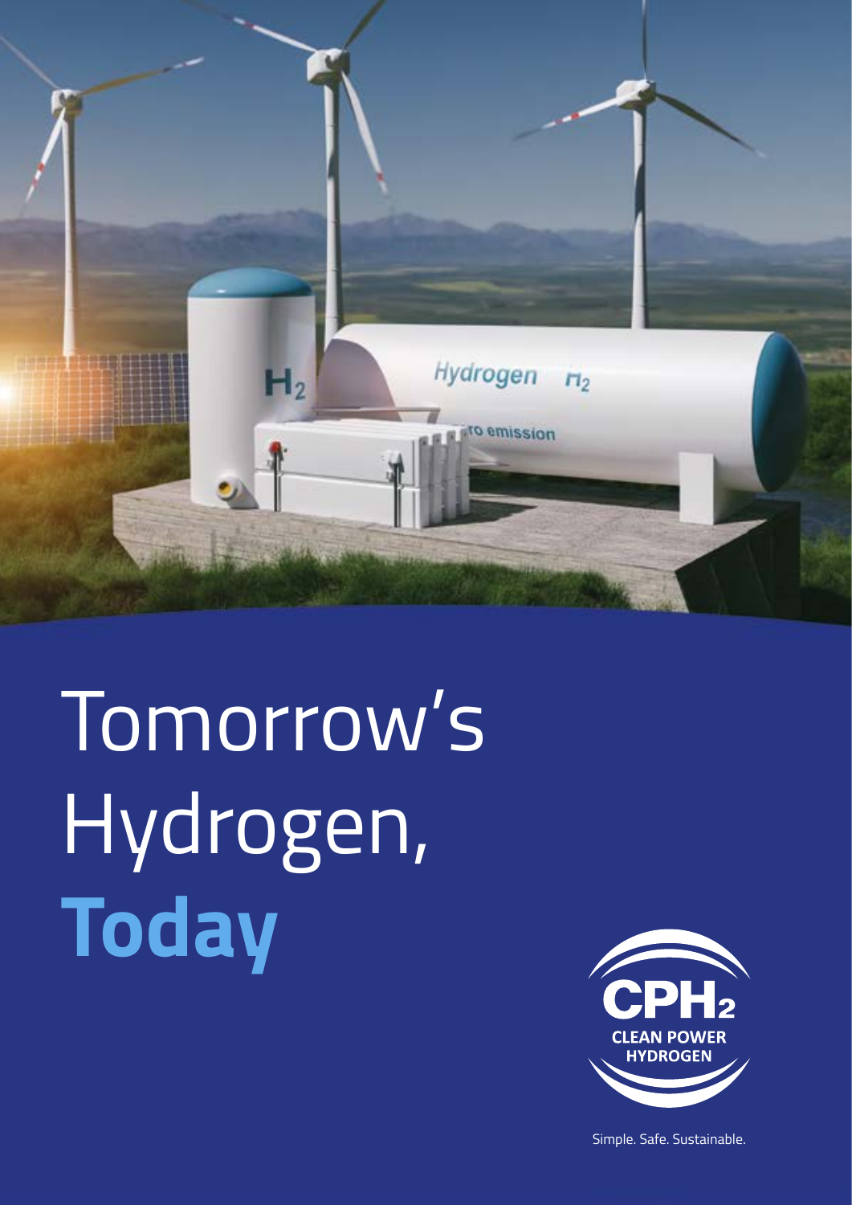# Tomorrow's Hydrogen, **Today**

CPH2
CLEAN POWER HYDROGEN

Simple. Safe. Sustainable.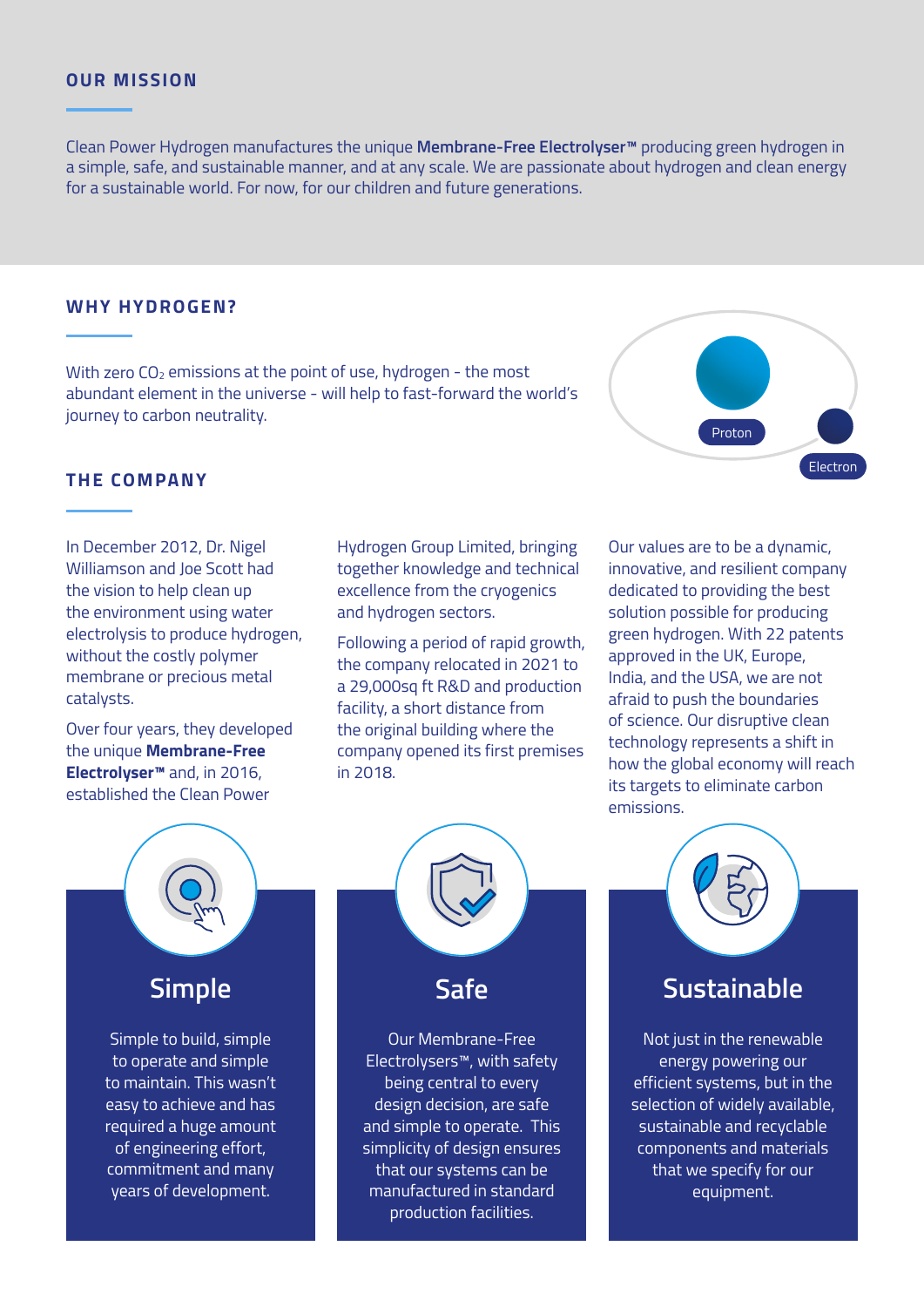## OUR MISSION

Clean Power Hydrogen manufactures the unique **Membrane-Free Electrolyser™** producing green hydrogen in a simple, safe, and sustainable manner, and at any scale. We are passionate about hydrogen and clean energy for a sustainable world. For now, for our children and future generations.

## WHY HYDROGEN?

With zero $CO_2$ emissions at the point of use, hydrogen - the most abundant element in the universe - will help to fast-forward the world's journey to carbon neutrality.

Proton

Electron

## THE COMPANY

In December 2012, Dr. Nigel Williamson and Joe Scott had the vision to help clean up the environment using water electrolysis to produce hydrogen, without the costly polymer membrane or precious metal catalysts.

Over four years, they developed the unique **Membrane-Free Electrolyser™** and, in 2016, established the Clean Power Hydrogen Group Limited, bringing together knowledge and technical excellence from the cryogenics and hydrogen sectors.

Following a period of rapid growth, the company relocated in 2021 to a 29,000sq ft R&D and production facility, a short distance from the original building where the company opened its first premises in 2018.

Our values are to be a dynamic, innovative, and resilient company dedicated to providing the best solution possible for producing green hydrogen. With 22 patents approved in the UK, Europe, India, and the USA, we are not afraid to push the boundaries of science. Our disruptive clean technology represents a shift in how the global economy will reach its targets to eliminate carbon emissions.

### Simple

Simple to build, simple to operate and simple to maintain. This wasn't easy to achieve and has required a huge amount of engineering effort, commitment and many years of development.

### Safe

Our Membrane-Free Electrolysers™, with safety being central to every design decision, are safe and simple to operate. This simplicity of design ensures that our systems can be manufactured in standard production facilities.

### Sustainable

Not just in the renewable energy powering our efficient systems, but in the selection of widely available, sustainable and recyclable components and materials that we specify for our equipment.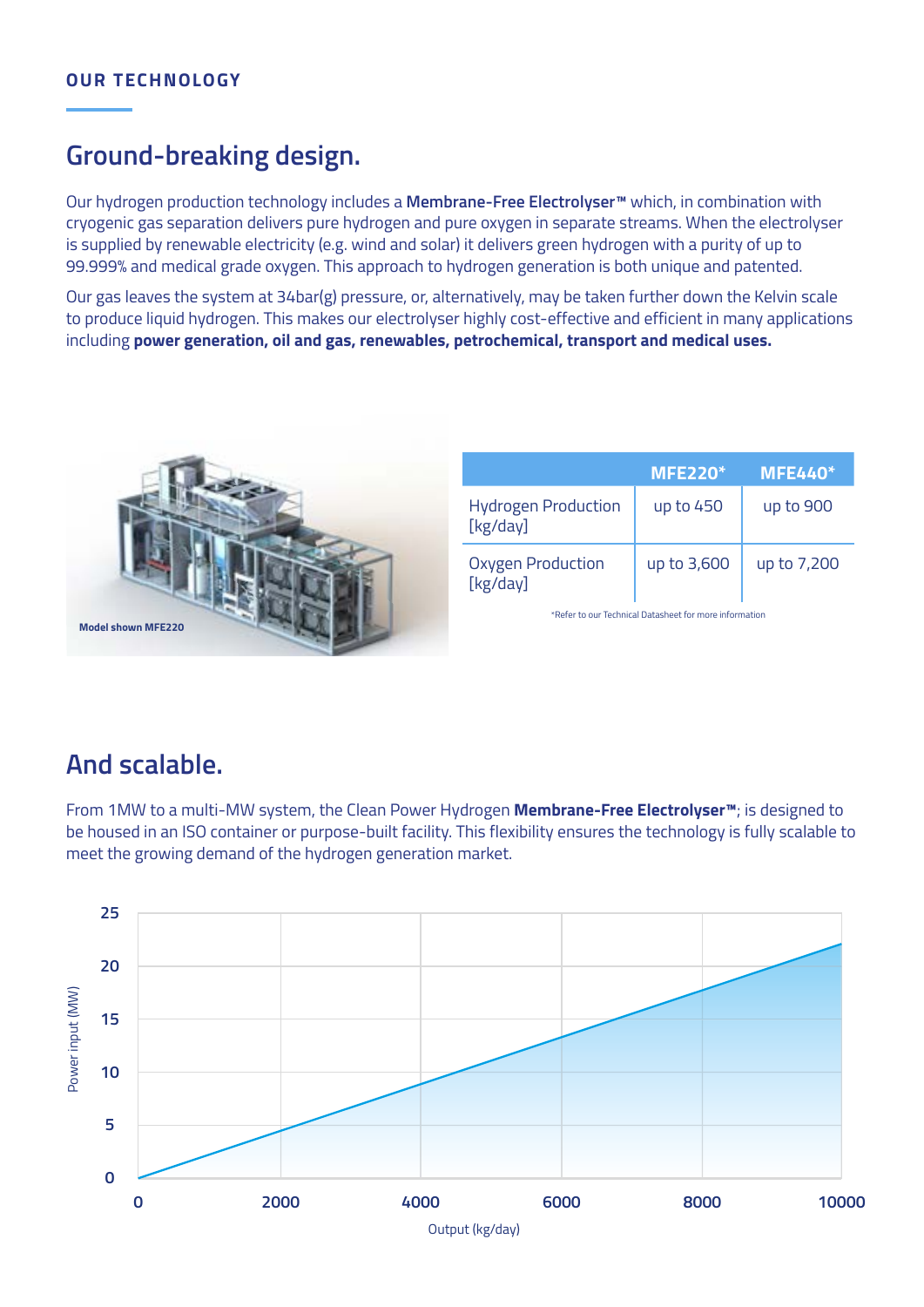OUR TECHNOLOGY

## Ground-breaking design.

Our hydrogen production technology includes a **Membrane-Free Electrolyser™** which, in combination with cryogenic gas separation delivers pure hydrogen and pure oxygen in separate streams. When the electrolyser is supplied by renewable electricity (e.g. wind and solar) it delivers green hydrogen with a purity of up to 99.999% and medical grade oxygen. This approach to hydrogen generation is both unique and patented.

Our gas leaves the system at 34bar(g) pressure, or, alternatively, may be taken further down the Kelvin scale to produce liquid hydrogen. This makes our electrolyser highly cost-effective and efficient in many applications including **power generation, oil and gas, renewables, petrochemical, transport and medical uses.**

Model shown MFE220

| | MFE220* | MFE440* |
|---|---|---|
| Hydrogen Production [kg/day] | up to 450 | up to 900 |
| Oxygen Production [kg/day] | up to 3,600 | up to 7,200 |

*Refer to our Technical Datasheet for more information

## And scalable.

From 1MW to a multi-MW system, the Clean Power Hydrogen **Membrane-Free Electrolyser™**; is designed to be housed in an ISO container or purpose-built facility. This flexibility ensures the technology is fully scalable to meet the growing demand of the hydrogen generation market.

Power input (MW)

25
20
15
10
5
0

0 2000 4000 6000 8000 10000

Output (kg/day)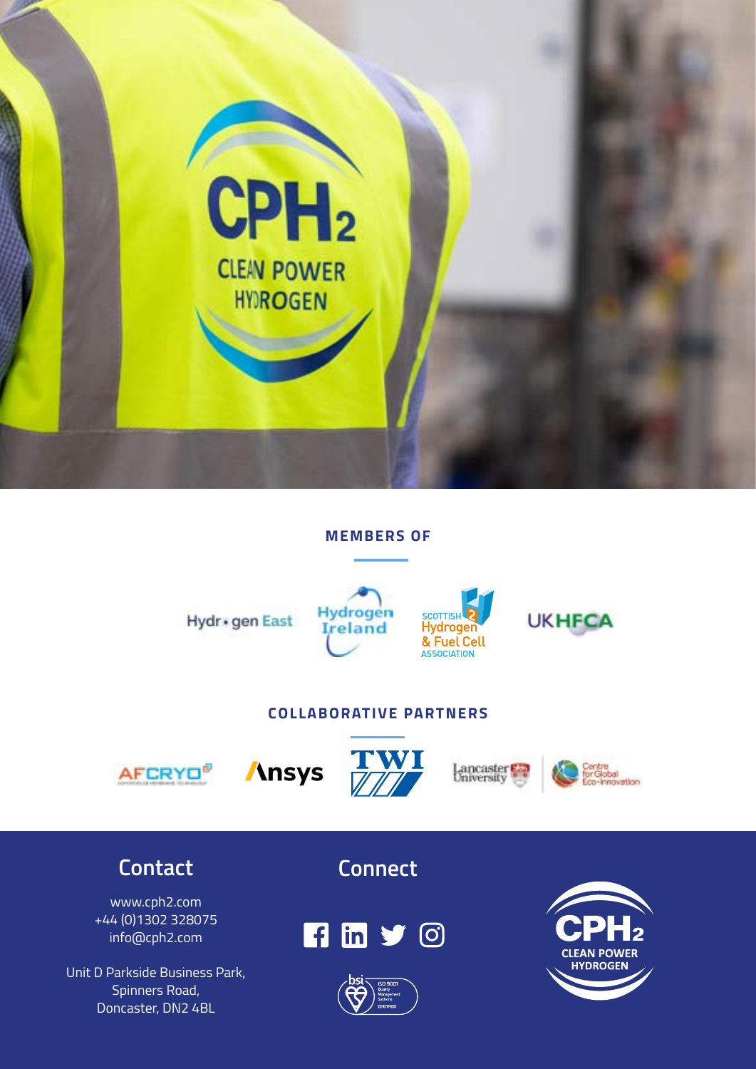## MEMBERS OF

Hydrogen East · Hydrogen Ireland · Scottish Hydrogen & Fuel Cell Association · UKHFCA

## COLLABORATIVE PARTNERS

AFCRYO · Ansys · TWI · Lancaster University · Centre for Global Eco-Innovation

## Contact

www.cph2.com
+44 (0)1302 328075
info@cph2.com

Unit D Parkside Business Park,
Spinners Road,
Doncaster, DN2 4BL

## Connect

CPH2 CLEAN POWER HYDROGEN